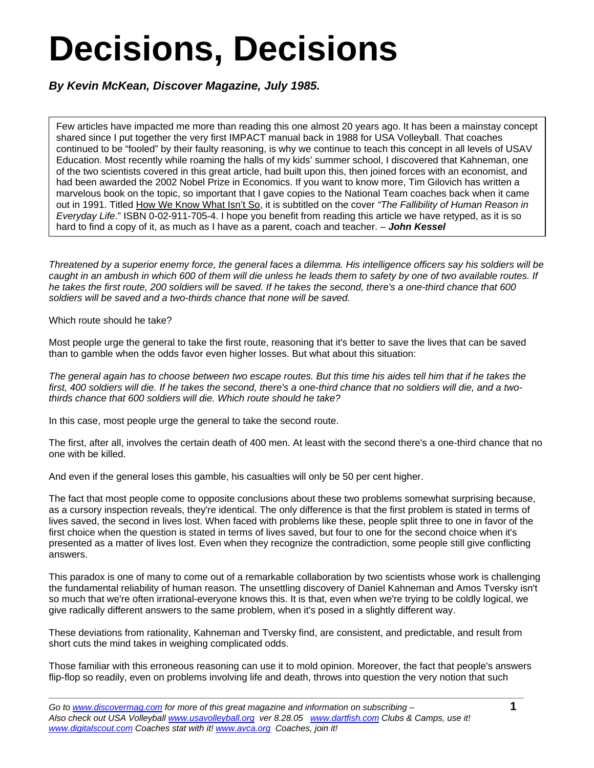# Decisions, Decisions

***By Kevin McKean, Discover Magazine, July 1985.***

> Few articles have impacted me more than reading this one almost 20 years ago. It has been a mainstay concept shared since I put together the very first IMPACT manual back in 1988 for USA Volleyball. That coaches continued to be "fooled" by their faulty reasoning, is why we continue to teach this concept in all levels of USAV Education. Most recently while roaming the halls of my kids' summer school, I discovered that Kahneman, one of the two scientists covered in this great article, had built upon this, then joined forces with an economist, and had been awarded the 2002 Nobel Prize in Economics. If you want to know more, Tim Gilovich has written a marvelous book on the topic, so important that I gave copies to the National Team coaches back when it came out in 1991. Titled How We Know What Isn't So, it is subtitled on the cover *"The Fallibility of Human Reason in Everyday Life*." ISBN 0-02-911-705-4. I hope you benefit from reading this article we have retyped, as it is so hard to find a copy of it, as much as I have as a parent, coach and teacher. – ***John Kessel***

*Threatened by a superior enemy force, the general faces a dilemma. His intelligence officers say his soldiers will be caught in an ambush in which 600 of them will die unless he leads them to safety by one of two available routes. If he takes the first route, 200 soldiers will be saved. If he takes the second, there's a one-third chance that 600 soldiers will be saved and a two-thirds chance that none will be saved.*

Which route should he take?

Most people urge the general to take the first route, reasoning that it's better to save the lives that can be saved than to gamble when the odds favor even higher losses. But what about this situation:

*The general again has to choose between two escape routes. But this time his aides tell him that if he takes the first, 400 soldiers will die. If he takes the second, there's a one-third chance that no soldiers will die, and a two-thirds chance that 600 soldiers will die. Which route should he take?*

In this case, most people urge the general to take the second route.

The first, after all, involves the certain death of 400 men. At least with the second there's a one-third chance that no one with be killed.

And even if the general loses this gamble, his casualties will only be 50 per cent higher.

The fact that most people come to opposite conclusions about these two problems somewhat surprising because, as a cursory inspection reveals, they're identical. The only difference is that the first problem is stated in terms of lives saved, the second in lives lost. When faced with problems like these, people split three to one in favor of the first choice when the question is stated in terms of lives saved, but four to one for the second choice when it's presented as a matter of lives lost. Even when they recognize the contradiction, some people still give conflicting answers.

This paradox is one of many to come out of a remarkable collaboration by two scientists whose work is challenging the fundamental reliability of human reason. The unsettling discovery of Daniel Kahneman and Amos Tversky isn't so much that we're often irrational-everyone knows this. It is that, even when we're trying to be coldly logical, we give radically different answers to the same problem, when it's posed in a slightly different way.

These deviations from rationality, Kahneman and Tversky find, are consistent, and predictable, and result from short cuts the mind takes in weighing complicated odds.

Those familiar with this erroneous reasoning can use it to mold opinion. Moreover, the fact that people's answers flip-flop so readily, even on problems involving life and death, throws into question the very notion that such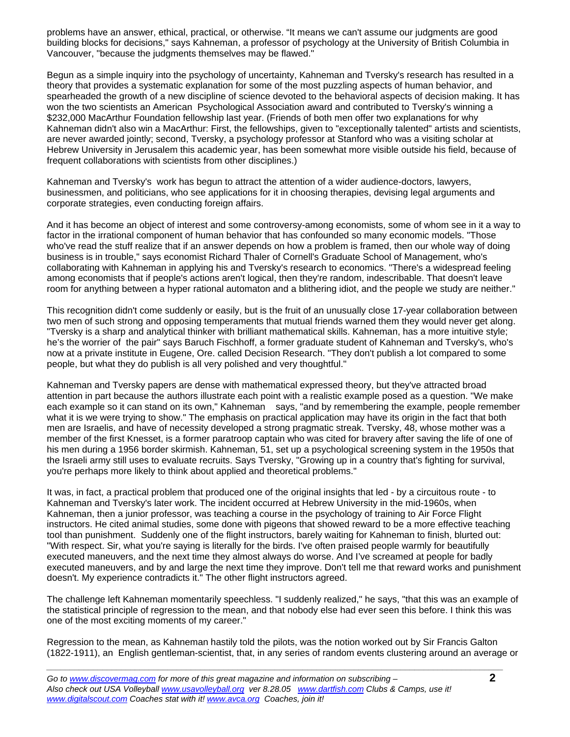problems have an answer, ethical, practical, or otherwise. "It means we can't assume our judgments are good building blocks for decisions," says Kahneman, a professor of psychology at the University of British Columbia in Vancouver, "because the judgments themselves may be flawed."

Begun as a simple inquiry into the psychology of uncertainty, Kahneman and Tversky's research has resulted in a theory that provides a systematic explanation for some of the most puzzling aspects of human behavior, and spearheaded the growth of a new discipline of science devoted to the behavioral aspects of decision making. It has won the two scientists an American Psychological Association award and contributed to Tversky's winning a $232,000 MacArthur Foundation fellowship last year. (Friends of both men offer two explanations for why Kahneman didn't also win a MacArthur: First, the fellowships, given to "exceptionally talented" artists and scientists, are never awarded jointly; second, Tversky, a psychology professor at Stanford who was a visiting scholar at Hebrew University in Jerusalem this academic year, has been somewhat more visible outside his field, because of frequent collaborations with scientists from other disciplines.)

Kahneman and Tversky's work has begun to attract the attention of a wider audience-doctors, lawyers, businessmen, and politicians, who see applications for it in choosing therapies, devising legal arguments and corporate strategies, even conducting foreign affairs.

And it has become an object of interest and some controversy-among economists, some of whom see in it a way to factor in the irrational component of human behavior that has confounded so many economic models. "Those who've read the stuff realize that if an answer depends on how a problem is framed, then our whole way of doing business is in trouble," says economist Richard Thaler of Cornell's Graduate School of Management, who's collaborating with Kahneman in applying his and Tversky's research to economics. "There's a widespread feeling among economists that if people's actions aren't logical, then they're random, indescribable. That doesn't leave room for anything between a hyper rational automaton and a blithering idiot, and the people we study are neither."

This recognition didn't come suddenly or easily, but is the fruit of an unusually close 17-year collaboration between two men of such strong and opposing temperaments that mutual friends warned them they would never get along. "Tversky is a sharp and analytical thinker with brilliant mathematical skills. Kahneman, has a more intuitive style; he's the worrier of the pair" says Baruch Fischhoff, a former graduate student of Kahneman and Tversky's, who's now at a private institute in Eugene, Ore. called Decision Research. "They don't publish a lot compared to some people, but what they do publish is all very polished and very thoughtful."

Kahneman and Tversky papers are dense with mathematical expressed theory, but they've attracted broad attention in part because the authors illustrate each point with a realistic example posed as a question. "We make each example so it can stand on its own," Kahneman says, "and by remembering the example, people remember what it is we were trying to show." The emphasis on practical application may have its origin in the fact that both men are Israelis, and have of necessity developed a strong pragmatic streak. Tversky, 48, whose mother was a member of the first Knesset, is a former paratroop captain who was cited for bravery after saving the life of one of his men during a 1956 border skirmish. Kahneman, 51, set up a psychological screening system in the 1950s that the Israeli army still uses to evaluate recruits. Says Tversky, "Growing up in a country that's fighting for survival, you're perhaps more likely to think about applied and theoretical problems."

It was, in fact, a practical problem that produced one of the original insights that led - by a circuitous route - to Kahneman and Tversky's later work. The incident occurred at Hebrew University in the mid-1960s, when Kahneman, then a junior professor, was teaching a course in the psychology of training to Air Force Flight instructors. He cited animal studies, some done with pigeons that showed reward to be a more effective teaching tool than punishment. Suddenly one of the flight instructors, barely waiting for Kahneman to finish, blurted out: "With respect. Sir, what you're saying is literally for the birds. I've often praised people warmly for beautifully executed maneuvers, and the next time they almost always do worse. And I've screamed at people for badly executed maneuvers, and by and large the next time they improve. Don't tell me that reward works and punishment doesn't. My experience contradicts it." The other flight instructors agreed.

The challenge left Kahneman momentarily speechless. "I suddenly realized," he says, "that this was an example of the statistical principle of regression to the mean, and that nobody else had ever seen this before. I think this was one of the most exciting moments of my career."

Regression to the mean, as Kahneman hastily told the pilots, was the notion worked out by Sir Francis Galton (1822-1911), an English gentleman-scientist, that, in any series of random events clustering around an average or

*Go to www.discovermag.com for more of this great magazine and information on subscribing – Also check out USA Volleyball www.usavolleyball.org ver 8.28.05 www.dartfish.com Clubs & Camps, use it! www.digitalscout.com Coaches stat with it! www.avca.org Coaches, join it!*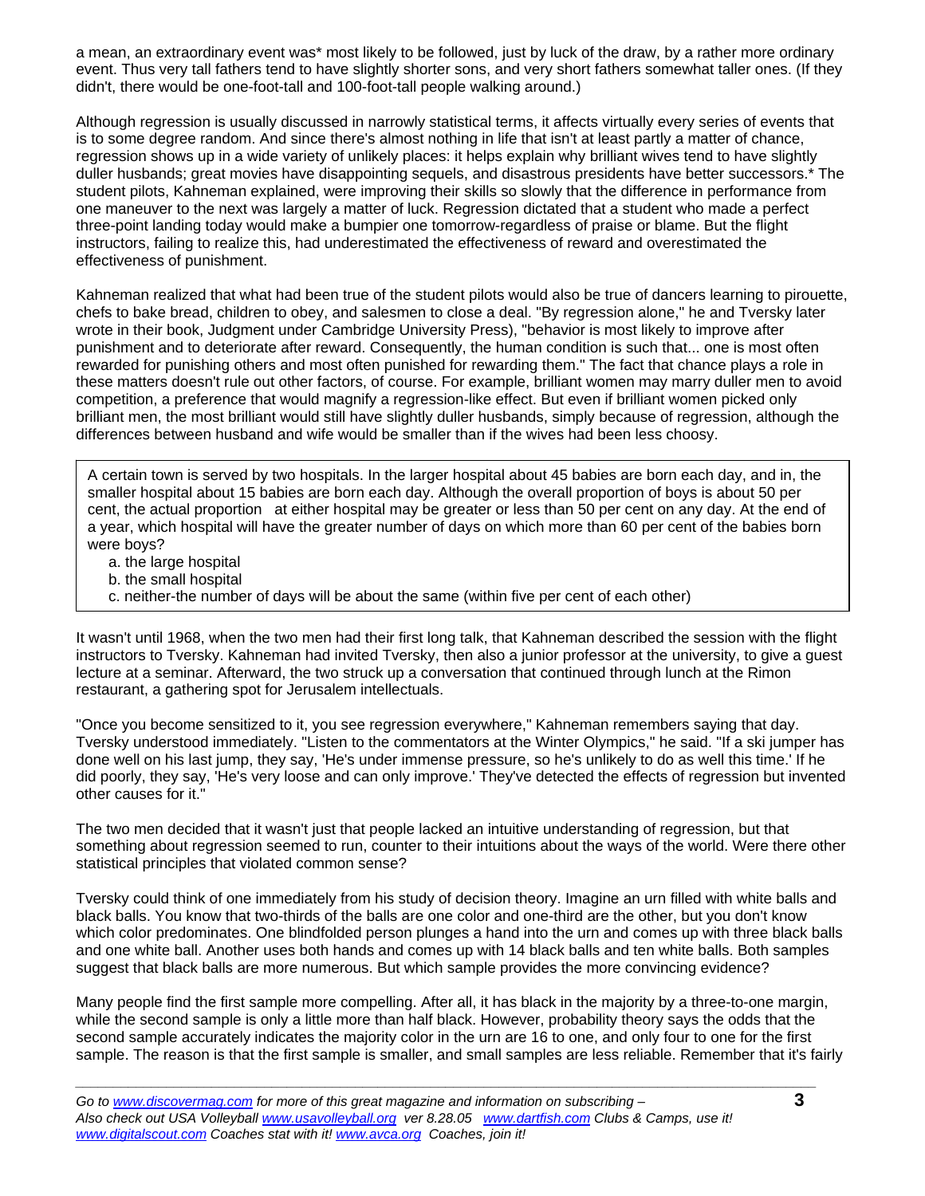a mean, an extraordinary event was* most likely to be followed, just by luck of the draw, by a rather more ordinary event. Thus very tall fathers tend to have slightly shorter sons, and very short fathers somewhat taller ones. (If they didn't, there would be one-foot-tall and 100-foot-tall people walking around.)

Although regression is usually discussed in narrowly statistical terms, it affects virtually every series of events that is to some degree random. And since there's almost nothing in life that isn't at least partly a matter of chance, regression shows up in a wide variety of unlikely places: it helps explain why brilliant wives tend to have slightly duller husbands; great movies have disappointing sequels, and disastrous presidents have better successors.* The student pilots, Kahneman explained, were improving their skills so slowly that the difference in performance from one maneuver to the next was largely a matter of luck. Regression dictated that a student who made a perfect three-point landing today would make a bumpier one tomorrow-regardless of praise or blame. But the flight instructors, failing to realize this, had underestimated the effectiveness of reward and overestimated the effectiveness of punishment.

Kahneman realized that what had been true of the student pilots would also be true of dancers learning to pirouette, chefs to bake bread, children to obey, and salesmen to close a deal. "By regression alone," he and Tversky later wrote in their book, Judgment under Cambridge University Press), "behavior is most likely to improve after punishment and to deteriorate after reward. Consequently, the human condition is such that... one is most often rewarded for punishing others and most often punished for rewarding them." The fact that chance plays a role in these matters doesn't rule out other factors, of course. For example, brilliant women may marry duller men to avoid competition, a preference that would magnify a regression-like effect. But even if brilliant women picked only brilliant men, the most brilliant would still have slightly duller husbands, simply because of regression, although the differences between husband and wife would be smaller than if the wives had been less choosy.

> A certain town is served by two hospitals. In the larger hospital about 45 babies are born each day, and in, the smaller hospital about 15 babies are born each day. Although the overall proportion of boys is about 50 per cent, the actual proportion at either hospital may be greater or less than 50 per cent on any day. At the end of a year, which hospital will have the greater number of days on which more than 60 per cent of the babies born were boys?
>
> a. the large hospital
> b. the small hospital
> c. neither-the number of days will be about the same (within five per cent of each other)

It wasn't until 1968, when the two men had their first long talk, that Kahneman described the session with the flight instructors to Tversky. Kahneman had invited Tversky, then also a junior professor at the university, to give a guest lecture at a seminar. Afterward, the two struck up a conversation that continued through lunch at the Rimon restaurant, a gathering spot for Jerusalem intellectuals.

"Once you become sensitized to it, you see regression everywhere," Kahneman remembers saying that day. Tversky understood immediately. "Listen to the commentators at the Winter Olympics," he said. "If a ski jumper has done well on his last jump, they say, 'He's under immense pressure, so he's unlikely to do as well this time.' If he did poorly, they say, 'He's very loose and can only improve.' They've detected the effects of regression but invented other causes for it."

The two men decided that it wasn't just that people lacked an intuitive understanding of regression, but that something about regression seemed to run, counter to their intuitions about the ways of the world. Were there other statistical principles that violated common sense?

Tversky could think of one immediately from his study of decision theory. Imagine an urn filled with white balls and black balls. You know that two-thirds of the balls are one color and one-third are the other, but you don't know which color predominates. One blindfolded person plunges a hand into the urn and comes up with three black balls and one white ball. Another uses both hands and comes up with 14 black balls and ten white balls. Both samples suggest that black balls are more numerous. But which sample provides the more convincing evidence?

Many people find the first sample more compelling. After all, it has black in the majority by a three-to-one margin, while the second sample is only a little more than half black. However, probability theory says the odds that the second sample accurately indicates the majority color in the urn are 16 to one, and only four to one for the first sample. The reason is that the first sample is smaller, and small samples are less reliable. Remember that it's fairly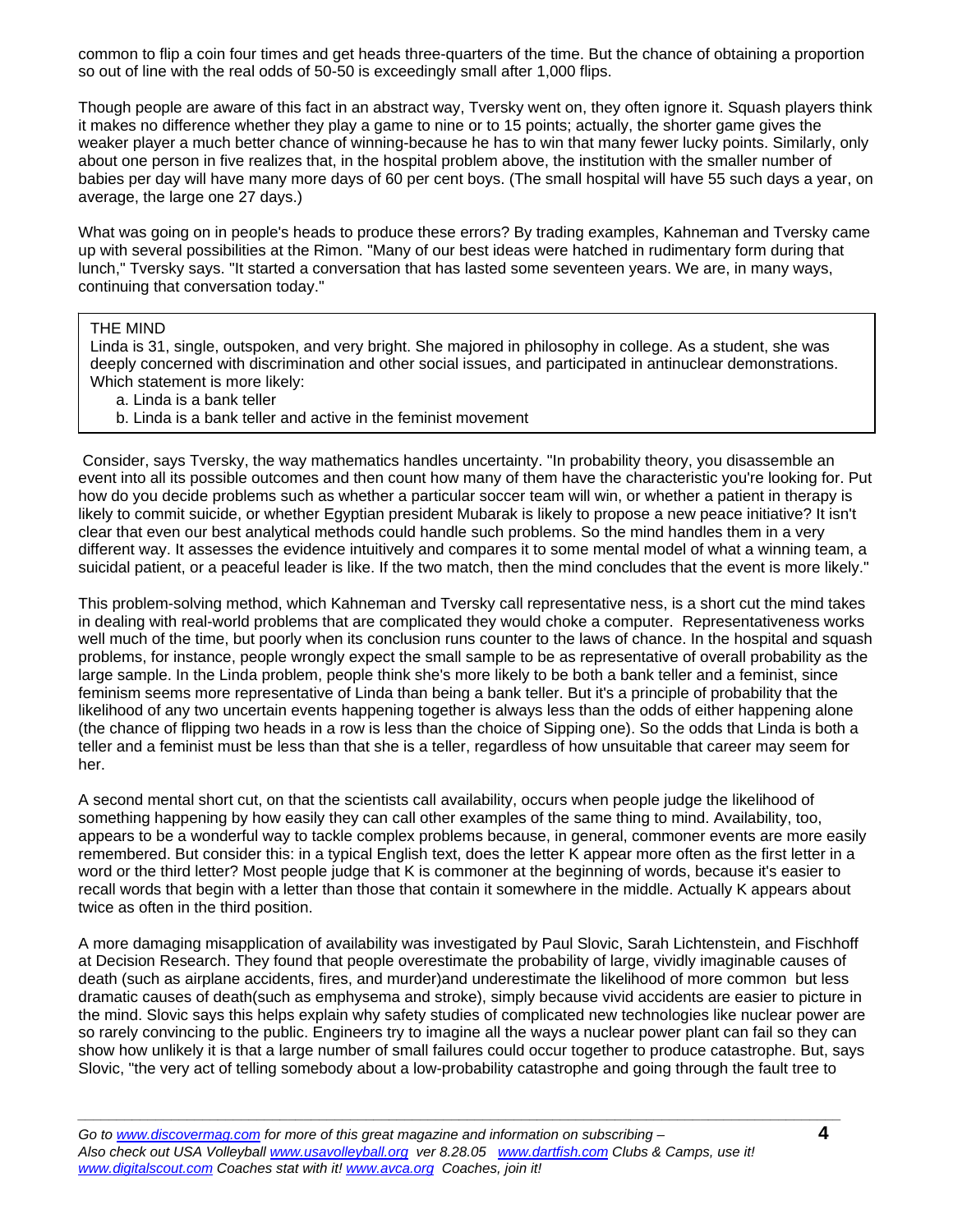common to flip a coin four times and get heads three-quarters of the time. But the chance of obtaining a proportion so out of line with the real odds of 50-50 is exceedingly small after 1,000 flips.

Though people are aware of this fact in an abstract way, Tversky went on, they often ignore it. Squash players think it makes no difference whether they play a game to nine or to 15 points; actually, the shorter game gives the weaker player a much better chance of winning-because he has to win that many fewer lucky points. Similarly, only about one person in five realizes that, in the hospital problem above, the institution with the smaller number of babies per day will have many more days of 60 per cent boys. (The small hospital will have 55 such days a year, on average, the large one 27 days.)

What was going on in people's heads to produce these errors? By trading examples, Kahneman and Tversky came up with several possibilities at the Rimon. "Many of our best ideas were hatched in rudimentary form during that lunch," Tversky says. "It started a conversation that has lasted some seventeen years. We are, in many ways, continuing that conversation today."

> THE MIND
> Linda is 31, single, outspoken, and very bright. She majored in philosophy in college. As a student, she was deeply concerned with discrimination and other social issues, and participated in antinuclear demonstrations. Which statement is more likely:
> a. Linda is a bank teller
> b. Linda is a bank teller and active in the feminist movement

Consider, says Tversky, the way mathematics handles uncertainty. "In probability theory, you disassemble an event into all its possible outcomes and then count how many of them have the characteristic you're looking for. Put how do you decide problems such as whether a particular soccer team will win, or whether a patient in therapy is likely to commit suicide, or whether Egyptian president Mubarak is likely to propose a new peace initiative? It isn't clear that even our best analytical methods could handle such problems. So the mind handles them in a very different way. It assesses the evidence intuitively and compares it to some mental model of what a winning team, a suicidal patient, or a peaceful leader is like. If the two match, then the mind concludes that the event is more likely."

This problem-solving method, which Kahneman and Tversky call representative ness, is a short cut the mind takes in dealing with real-world problems that are complicated they would choke a computer. Representativeness works well much of the time, but poorly when its conclusion runs counter to the laws of chance. In the hospital and squash problems, for instance, people wrongly expect the small sample to be as representative of overall probability as the large sample. In the Linda problem, people think she's more likely to be both a bank teller and a feminist, since feminism seems more representative of Linda than being a bank teller. But it's a principle of probability that the likelihood of any two uncertain events happening together is always less than the odds of either happening alone (the chance of flipping two heads in a row is less than the choice of Sipping one). So the odds that Linda is both a teller and a feminist must be less than that she is a teller, regardless of how unsuitable that career may seem for her.

A second mental short cut, on that the scientists call availability, occurs when people judge the likelihood of something happening by how easily they can call other examples of the same thing to mind. Availability, too, appears to be a wonderful way to tackle complex problems because, in general, commoner events are more easily remembered. But consider this: in a typical English text, does the letter K appear more often as the first letter in a word or the third letter? Most people judge that K is commoner at the beginning of words, because it's easier to recall words that begin with a letter than those that contain it somewhere in the middle. Actually K appears about twice as often in the third position.

A more damaging misapplication of availability was investigated by Paul Slovic, Sarah Lichtenstein, and Fischhoff at Decision Research. They found that people overestimate the probability of large, vividly imaginable causes of death (such as airplane accidents, fires, and murder)and underestimate the likelihood of more common but less dramatic causes of death(such as emphysema and stroke), simply because vivid accidents are easier to picture in the mind. Slovic says this helps explain why safety studies of complicated new technologies like nuclear power are so rarely convincing to the public. Engineers try to imagine all the ways a nuclear power plant can fail so they can show how unlikely it is that a large number of small failures could occur together to produce catastrophe. But, says Slovic, "the very act of telling somebody about a low-probability catastrophe and going through the fault tree to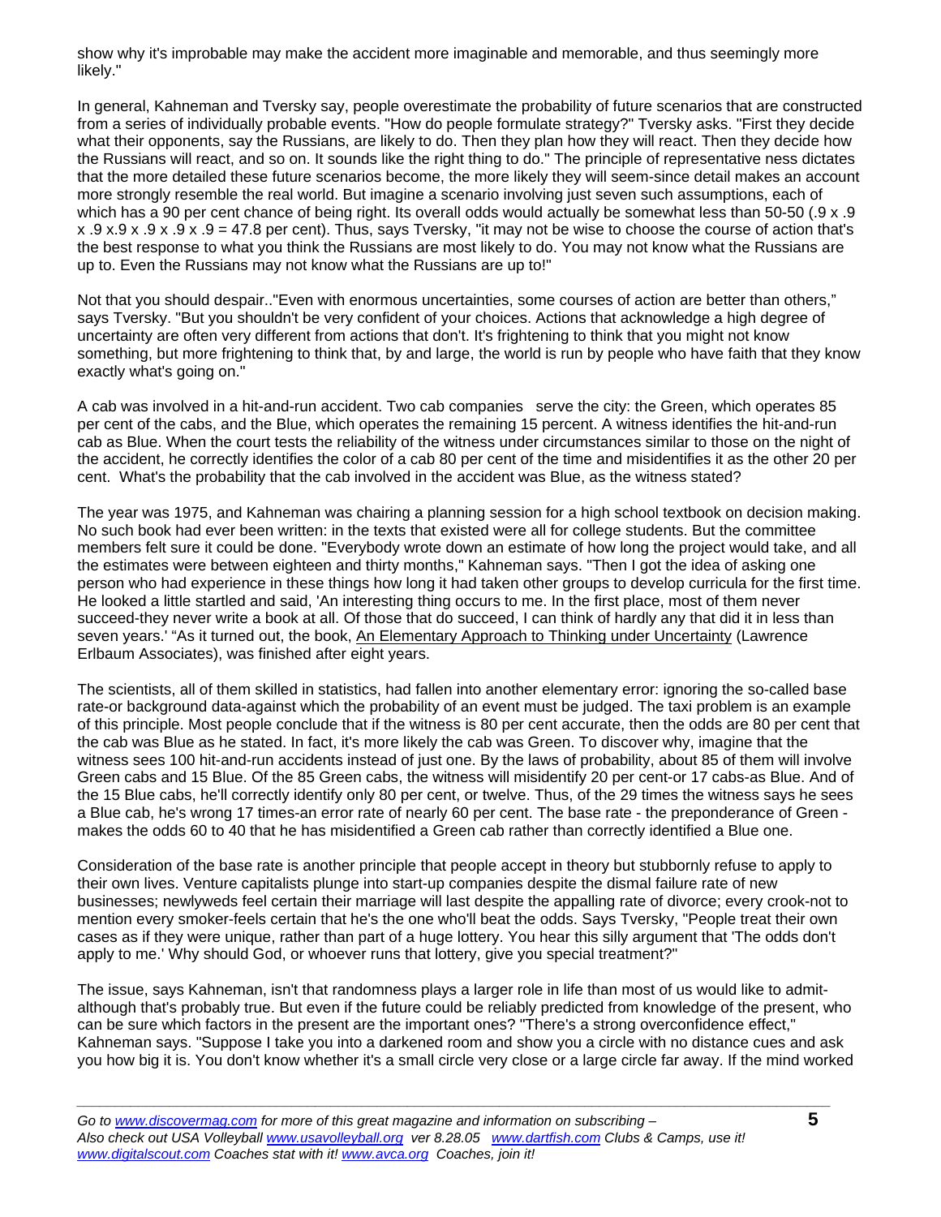show why it's improbable may make the accident more imaginable and memorable, and thus seemingly more likely."

In general, Kahneman and Tversky say, people overestimate the probability of future scenarios that are constructed from a series of individually probable events. "How do people formulate strategy?" Tversky asks. "First they decide what their opponents, say the Russians, are likely to do. Then they plan how they will react. Then they decide how the Russians will react, and so on. It sounds like the right thing to do." The principle of representative ness dictates that the more detailed these future scenarios become, the more likely they will seem-since detail makes an account more strongly resemble the real world. But imagine a scenario involving just seven such assumptions, each of which has a 90 per cent chance of being right. Its overall odds would actually be somewhat less than 50-50 (.9 x .9 x .9 x.9 x .9 x .9 x .9 = 47.8 per cent). Thus, says Tversky, "it may not be wise to choose the course of action that's the best response to what you think the Russians are most likely to do. You may not know what the Russians are up to. Even the Russians may not know what the Russians are up to!"

Not that you should despair.."Even with enormous uncertainties, some courses of action are better than others," says Tversky. "But you shouldn't be very confident of your choices. Actions that acknowledge a high degree of uncertainty are often very different from actions that don't. It's frightening to think that you might not know something, but more frightening to think that, by and large, the world is run by people who have faith that they know exactly what's going on."

A cab was involved in a hit-and-run accident. Two cab companies serve the city: the Green, which operates 85 per cent of the cabs, and the Blue, which operates the remaining 15 percent. A witness identifies the hit-and-run cab as Blue. When the court tests the reliability of the witness under circumstances similar to those on the night of the accident, he correctly identifies the color of a cab 80 per cent of the time and misidentifies it as the other 20 per cent. What's the probability that the cab involved in the accident was Blue, as the witness stated?

The year was 1975, and Kahneman was chairing a planning session for a high school textbook on decision making. No such book had ever been written: in the texts that existed were all for college students. But the committee members felt sure it could be done. "Everybody wrote down an estimate of how long the project would take, and all the estimates were between eighteen and thirty months," Kahneman says. "Then I got the idea of asking one person who had experience in these things how long it had taken other groups to develop curricula for the first time. He looked a little startled and said, 'An interesting thing occurs to me. In the first place, most of them never succeed-they never write a book at all. Of those that do succeed, I can think of hardly any that did it in less than seven years.' "As it turned out, the book, An Elementary Approach to Thinking under Uncertainty (Lawrence Erlbaum Associates), was finished after eight years.

The scientists, all of them skilled in statistics, had fallen into another elementary error: ignoring the so-called base rate-or background data-against which the probability of an event must be judged. The taxi problem is an example of this principle. Most people conclude that if the witness is 80 per cent accurate, then the odds are 80 per cent that the cab was Blue as he stated. In fact, it's more likely the cab was Green. To discover why, imagine that the witness sees 100 hit-and-run accidents instead of just one. By the laws of probability, about 85 of them will involve Green cabs and 15 Blue. Of the 85 Green cabs, the witness will misidentify 20 per cent-or 17 cabs-as Blue. And of the 15 Blue cabs, he'll correctly identify only 80 per cent, or twelve. Thus, of the 29 times the witness says he sees a Blue cab, he's wrong 17 times-an error rate of nearly 60 per cent. The base rate - the preponderance of Green - makes the odds 60 to 40 that he has misidentified a Green cab rather than correctly identified a Blue one.

Consideration of the base rate is another principle that people accept in theory but stubbornly refuse to apply to their own lives. Venture capitalists plunge into start-up companies despite the dismal failure rate of new businesses; newlyweds feel certain their marriage will last despite the appalling rate of divorce; every crook-not to mention every smoker-feels certain that he's the one who'll beat the odds. Says Tversky, "People treat their own cases as if they were unique, rather than part of a huge lottery. You hear this silly argument that 'The odds don't apply to me.' Why should God, or whoever runs that lottery, give you special treatment?"

The issue, says Kahneman, isn't that randomness plays a larger role in life than most of us would like to admit-although that's probably true. But even if the future could be reliably predicted from knowledge of the present, who can be sure which factors in the present are the important ones? "There's a strong overconfidence effect," Kahneman says. "Suppose I take you into a darkened room and show you a circle with no distance cues and ask you how big it is. You don't know whether it's a small circle very close or a large circle far away. If the mind worked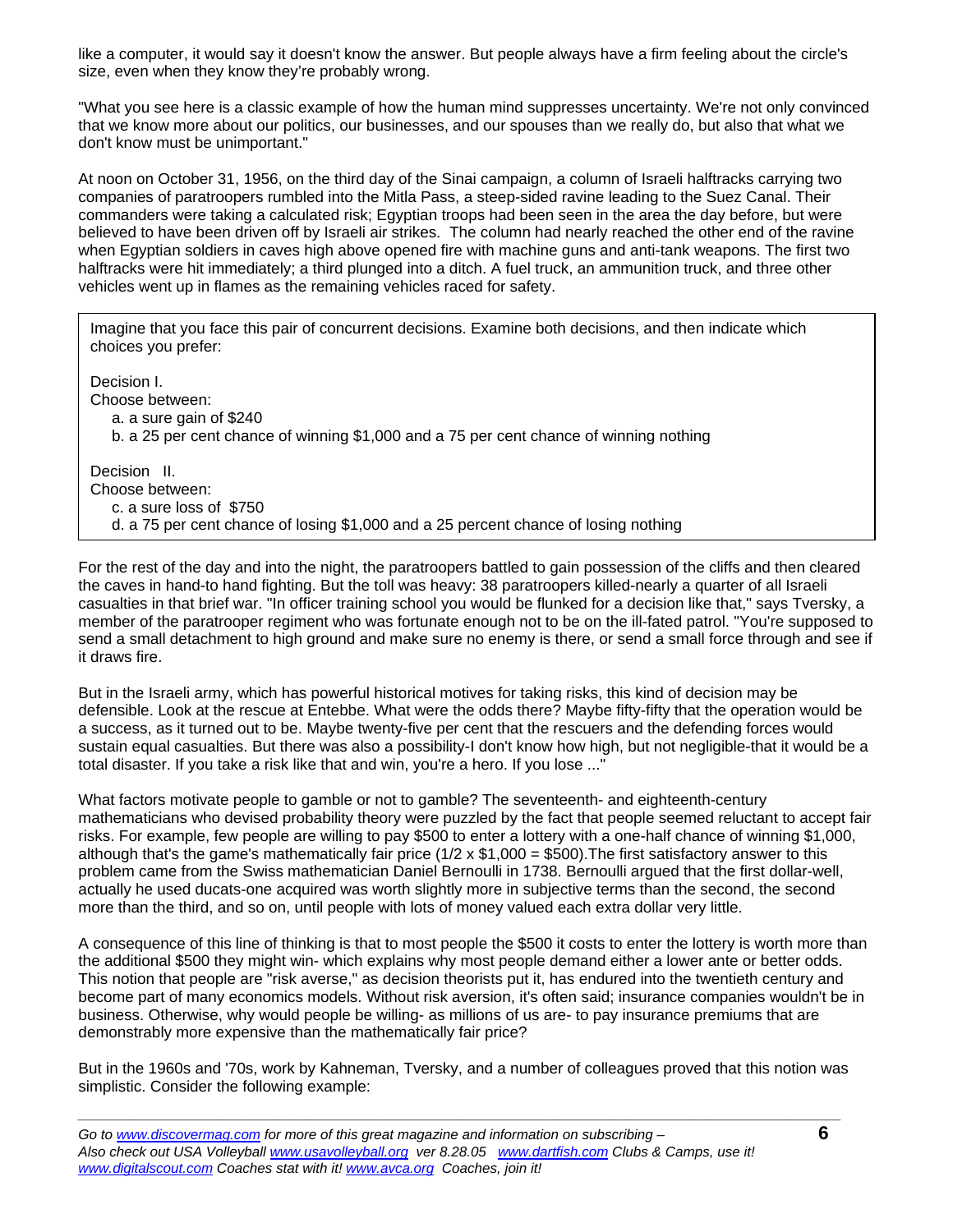like a computer, it would say it doesn't know the answer. But people always have a firm feeling about the circle's size, even when they know they're probably wrong.

"What you see here is a classic example of how the human mind suppresses uncertainty. We're not only convinced that we know more about our politics, our businesses, and our spouses than we really do, but also that what we don't know must be unimportant."

At noon on October 31, 1956, on the third day of the Sinai campaign, a column of Israeli halftracks carrying two companies of paratroopers rumbled into the Mitla Pass, a steep-sided ravine leading to the Suez Canal. Their commanders were taking a calculated risk; Egyptian troops had been seen in the area the day before, but were believed to have been driven off by Israeli air strikes. The column had nearly reached the other end of the ravine when Egyptian soldiers in caves high above opened fire with machine guns and anti-tank weapons. The first two halftracks were hit immediately; a third plunged into a ditch. A fuel truck, an ammunition truck, and three other vehicles went up in flames as the remaining vehicles raced for safety.

> Imagine that you face this pair of concurrent decisions. Examine both decisions, and then indicate which choices you prefer:
>
> Decision I.
> Choose between:
> a. a sure gain of $240
> b. a 25 per cent chance of winning $1,000 and a 75 per cent chance of winning nothing
>
> Decision II.
> Choose between:
> c. a sure loss of $750
> d. a 75 per cent chance of losing $1,000 and a 25 percent chance of losing nothing

For the rest of the day and into the night, the paratroopers battled to gain possession of the cliffs and then cleared the caves in hand-to hand fighting. But the toll was heavy: 38 paratroopers killed-nearly a quarter of all Israeli casualties in that brief war. "In officer training school you would be flunked for a decision like that," says Tversky, a member of the paratrooper regiment who was fortunate enough not to be on the ill-fated patrol. "You're supposed to send a small detachment to high ground and make sure no enemy is there, or send a small force through and see if it draws fire.

But in the Israeli army, which has powerful historical motives for taking risks, this kind of decision may be defensible. Look at the rescue at Entebbe. What were the odds there? Maybe fifty-fifty that the operation would be a success, as it turned out to be. Maybe twenty-five per cent that the rescuers and the defending forces would sustain equal casualties. But there was also a possibility-I don't know how high, but not negligible-that it would be a total disaster. If you take a risk like that and win, you're a hero. If you lose ..."

What factors motivate people to gamble or not to gamble? The seventeenth- and eighteenth-century mathematicians who devised probability theory were puzzled by the fact that people seemed reluctant to accept fair risks. For example, few people are willing to pay $500 to enter a lottery with a one-half chance of winning $1,000, although that's the game's mathematically fair price (1/2 x $1,000 = $500).The first satisfactory answer to this problem came from the Swiss mathematician Daniel Bernoulli in 1738. Bernoulli argued that the first dollar-well, actually he used ducats-one acquired was worth slightly more in subjective terms than the second, the second more than the third, and so on, until people with lots of money valued each extra dollar very little.

A consequence of this line of thinking is that to most people the $500 it costs to enter the lottery is worth more than the additional $500 they might win- which explains why most people demand either a lower ante or better odds. This notion that people are "risk averse," as decision theorists put it, has endured into the twentieth century and become part of many economics models. Without risk aversion, it's often said; insurance companies wouldn't be in business. Otherwise, why would people be willing- as millions of us are- to pay insurance premiums that are demonstrably more expensive than the mathematically fair price?

But in the 1960s and '70s, work by Kahneman, Tversky, and a number of colleagues proved that this notion was simplistic. Consider the following example: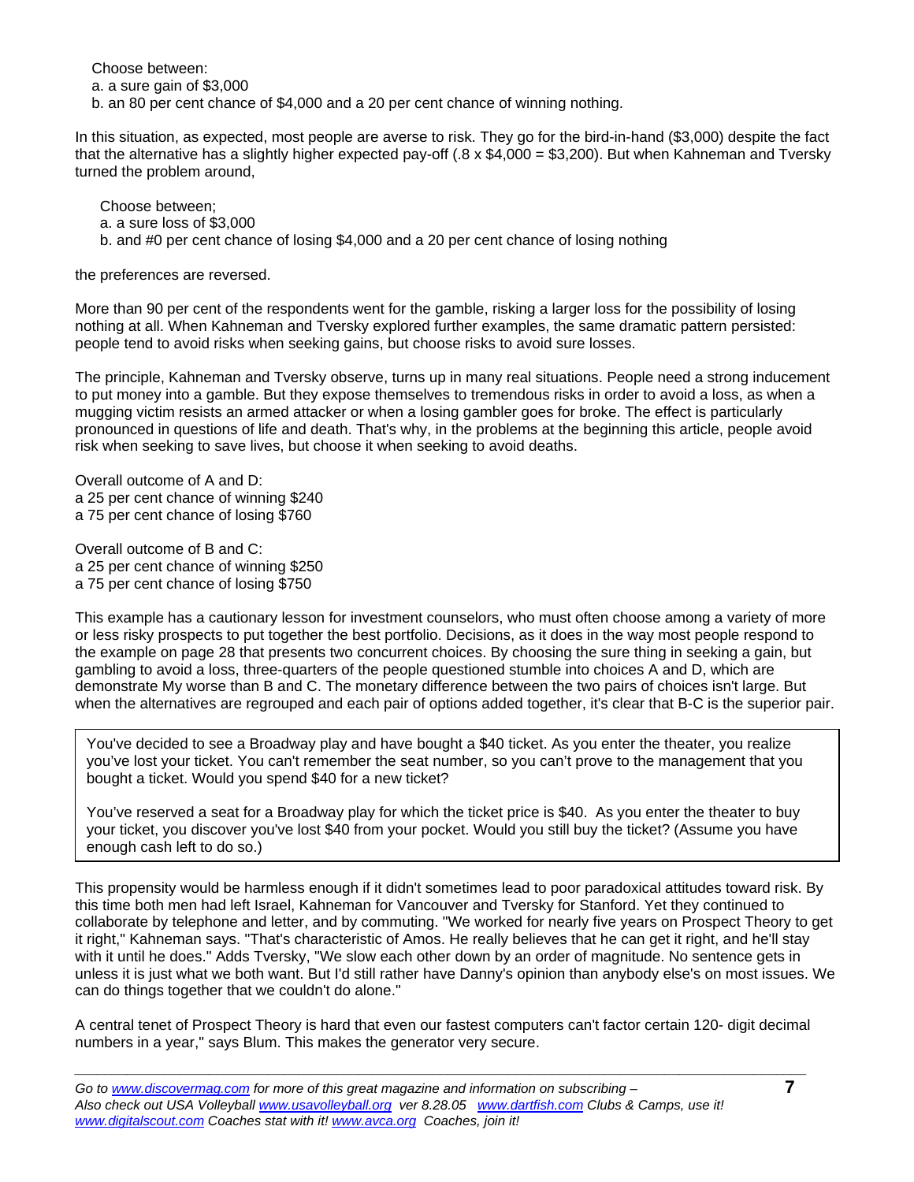Choose between:
a. a sure gain of $3,000
b. an 80 per cent chance of $4,000 and a 20 per cent chance of winning nothing.

In this situation, as expected, most people are averse to risk. They go for the bird-in-hand ($3,000) despite the fact that the alternative has a slightly higher expected pay-off (.8 x $4,000 = $3,200). But when Kahneman and Tversky turned the problem around,

Choose between;
a. a sure loss of $3,000
b. and #0 per cent chance of losing $4,000 and a 20 per cent chance of losing nothing

the preferences are reversed.

More than 90 per cent of the respondents went for the gamble, risking a larger loss for the possibility of losing nothing at all. When Kahneman and Tversky explored further examples, the same dramatic pattern persisted: people tend to avoid risks when seeking gains, but choose risks to avoid sure losses.

The principle, Kahneman and Tversky observe, turns up in many real situations. People need a strong inducement to put money into a gamble. But they expose themselves to tremendous risks in order to avoid a loss, as when a mugging victim resists an armed attacker or when a losing gambler goes for broke. The effect is particularly pronounced in questions of life and death. That's why, in the problems at the beginning this article, people avoid risk when seeking to save lives, but choose it when seeking to avoid deaths.

Overall outcome of A and D:
a 25 per cent chance of winning $240
a 75 per cent chance of losing $760

Overall outcome of B and C:
a 25 per cent chance of winning $250
a 75 per cent chance of losing $750

This example has a cautionary lesson for investment counselors, who must often choose among a variety of more or less risky prospects to put together the best portfolio. Decisions, as it does in the way most people respond to the example on page 28 that presents two concurrent choices. By choosing the sure thing in seeking a gain, but gambling to avoid a loss, three-quarters of the people questioned stumble into choices A and D, which are demonstrate My worse than B and C. The monetary difference between the two pairs of choices isn't large. But when the alternatives are regrouped and each pair of options added together, it's clear that B-C is the superior pair.

> You've decided to see a Broadway play and have bought a $40 ticket. As you enter the theater, you realize you've lost your ticket. You can't remember the seat number, so you can't prove to the management that you bought a ticket. Would you spend $40 for a new ticket?
>
> You've reserved a seat for a Broadway play for which the ticket price is $40. As you enter the theater to buy your ticket, you discover you've lost $40 from your pocket. Would you still buy the ticket? (Assume you have enough cash left to do so.)

This propensity would be harmless enough if it didn't sometimes lead to poor paradoxical attitudes toward risk. By this time both men had left Israel, Kahneman for Vancouver and Tversky for Stanford. Yet they continued to collaborate by telephone and letter, and by commuting. "We worked for nearly five years on Prospect Theory to get it right," Kahneman says. "That's characteristic of Amos. He really believes that he can get it right, and he'll stay with it until he does." Adds Tversky, "We slow each other down by an order of magnitude. No sentence gets in unless it is just what we both want. But I'd still rather have Danny's opinion than anybody else's on most issues. We can do things together that we couldn't do alone."

A central tenet of Prospect Theory is hard that even our fastest computers can't factor certain 120- digit decimal numbers in a year," says Blum. This makes the generator very secure.

*Go to www.discovermag.com for more of this great magazine and information on subscribing – Also check out USA Volleyball www.usavolleyball.org ver 8.28.05 www.dartfish.com Clubs & Camps, use it! www.digitalscout.com Coaches stat with it! www.avca.org Coaches, join it!*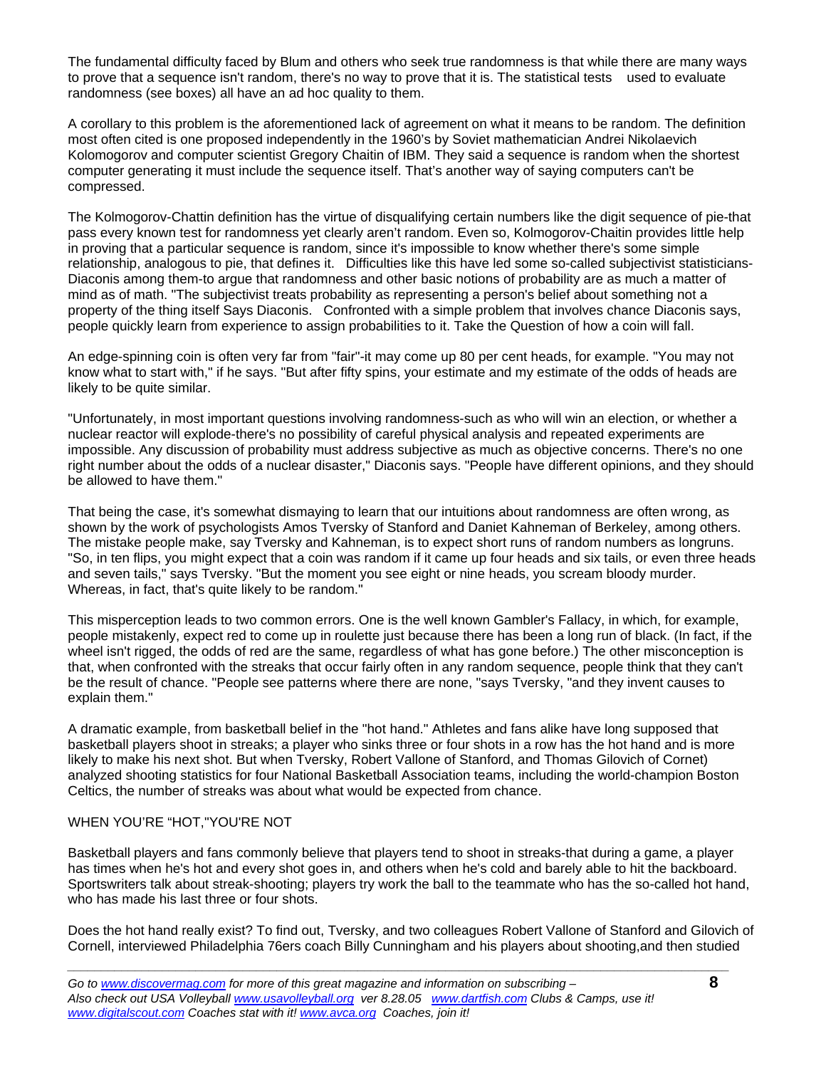The fundamental difficulty faced by Blum and others who seek true randomness is that while there are many ways to prove that a sequence isn't random, there's no way to prove that it is. The statistical tests used to evaluate randomness (see boxes) all have an ad hoc quality to them.

A corollary to this problem is the aforementioned lack of agreement on what it means to be random. The definition most often cited is one proposed independently in the 1960's by Soviet mathematician Andrei Nikolaevich Kolomogorov and computer scientist Gregory Chaitin of IBM. They said a sequence is random when the shortest computer generating it must include the sequence itself. That's another way of saying computers can't be compressed.

The Kolmogorov-Chattin definition has the virtue of disqualifying certain numbers like the digit sequence of pie-that pass every known test for randomness yet clearly aren't random. Even so, Kolmogorov-Chaitin provides little help in proving that a particular sequence is random, since it's impossible to know whether there's some simple relationship, analogous to pie, that defines it. Difficulties like this have led some so-called subjectivist statisticians-Diaconis among them-to argue that randomness and other basic notions of probability are as much a matter of mind as of math. "The subjectivist treats probability as representing a person's belief about something not a property of the thing itself Says Diaconis. Confronted with a simple problem that involves chance Diaconis says, people quickly learn from experience to assign probabilities to it. Take the Question of how a coin will fall.

An edge-spinning coin is often very far from "fair"-it may come up 80 per cent heads, for example. "You may not know what to start with," if he says. "But after fifty spins, your estimate and my estimate of the odds of heads are likely to be quite similar.

"Unfortunately, in most important questions involving randomness-such as who will win an election, or whether a nuclear reactor will explode-there's no possibility of careful physical analysis and repeated experiments are impossible. Any discussion of probability must address subjective as much as objective concerns. There's no one right number about the odds of a nuclear disaster," Diaconis says. "People have different opinions, and they should be allowed to have them."

That being the case, it's somewhat dismaying to learn that our intuitions about randomness are often wrong, as shown by the work of psychologists Amos Tversky of Stanford and Daniet Kahneman of Berkeley, among others. The mistake people make, say Tversky and Kahneman, is to expect short runs of random numbers as longruns. "So, in ten flips, you might expect that a coin was random if it came up four heads and six tails, or even three heads and seven tails," says Tversky. "But the moment you see eight or nine heads, you scream bloody murder. Whereas, in fact, that's quite likely to be random."

This misperception leads to two common errors. One is the well known Gambler's Fallacy, in which, for example, people mistakenly, expect red to come up in roulette just because there has been a long run of black. (In fact, if the wheel isn't rigged, the odds of red are the same, regardless of what has gone before.) The other misconception is that, when confronted with the streaks that occur fairly often in any random sequence, people think that they can't be the result of chance. "People see patterns where there are none, "says Tversky, "and they invent causes to explain them."

A dramatic example, from basketball belief in the "hot hand." Athletes and fans alike have long supposed that basketball players shoot in streaks; a player who sinks three or four shots in a row has the hot hand and is more likely to make his next shot. But when Tversky, Robert Vallone of Stanford, and Thomas Gilovich of Cornet) analyzed shooting statistics for four National Basketball Association teams, including the world-champion Boston Celtics, the number of streaks was about what would be expected from chance.

WHEN YOU'RE "HOT,"YOU'RE NOT

Basketball players and fans commonly believe that players tend to shoot in streaks-that during a game, a player has times when he's hot and every shot goes in, and others when he's cold and barely able to hit the backboard. Sportswriters talk about streak-shooting; players try work the ball to the teammate who has the so-called hot hand, who has made his last three or four shots.

Does the hot hand really exist? To find out, Tversky, and two colleagues Robert Vallone of Stanford and Gilovich of Cornell, interviewed Philadelphia 76ers coach Billy Cunningham and his players about shooting,and then studied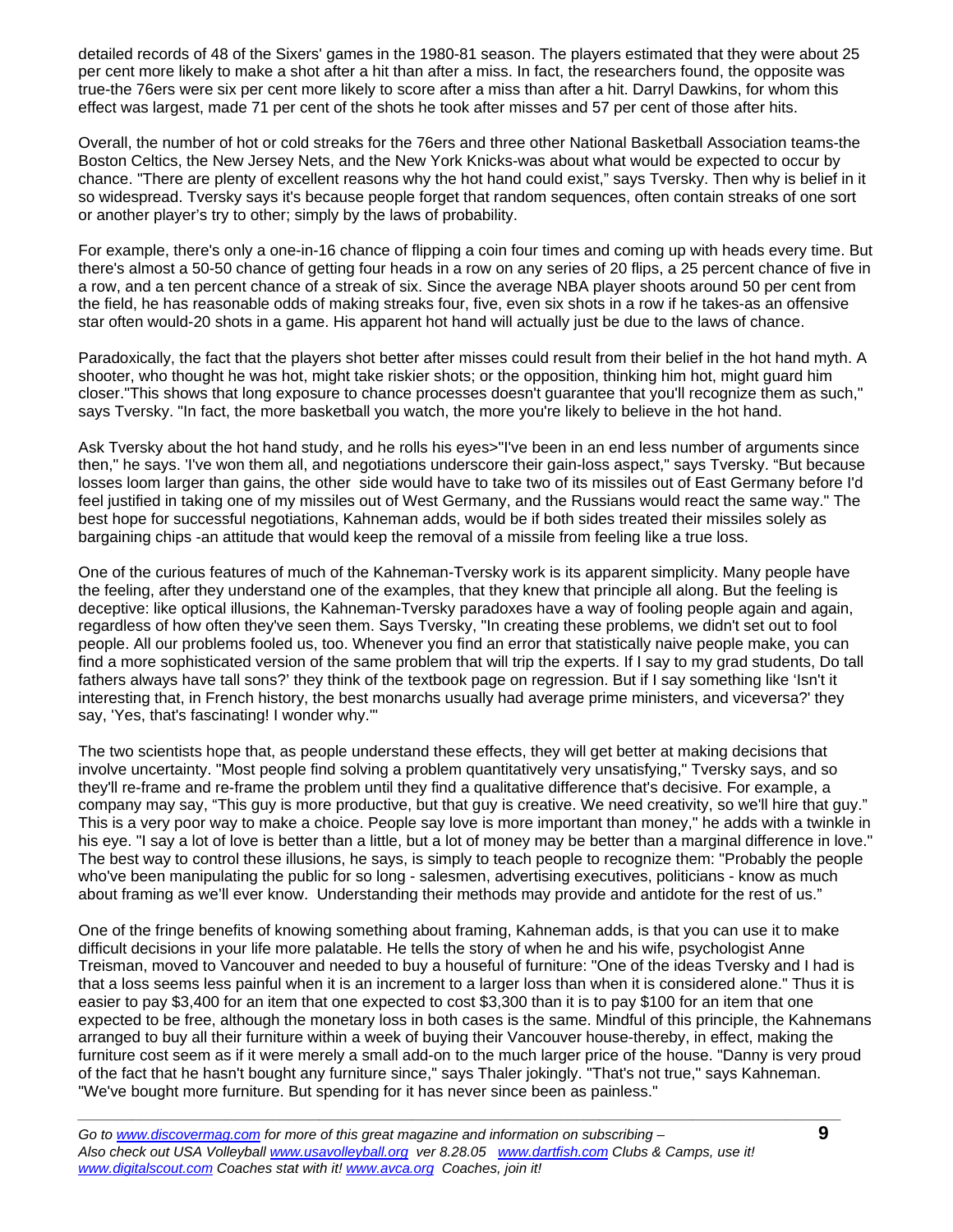detailed records of 48 of the Sixers' games in the 1980-81 season. The players estimated that they were about 25 per cent more likely to make a shot after a hit than after a miss. In fact, the researchers found, the opposite was true-the 76ers were six per cent more likely to score after a miss than after a hit. Darryl Dawkins, for whom this effect was largest, made 71 per cent of the shots he took after misses and 57 per cent of those after hits.

Overall, the number of hot or cold streaks for the 76ers and three other National Basketball Association teams-the Boston Celtics, the New Jersey Nets, and the New York Knicks-was about what would be expected to occur by chance. "There are plenty of excellent reasons why the hot hand could exist," says Tversky. Then why is belief in it so widespread. Tversky says it's because people forget that random sequences, often contain streaks of one sort or another player's try to other; simply by the laws of probability.

For example, there's only a one-in-16 chance of flipping a coin four times and coming up with heads every time. But there's almost a 50-50 chance of getting four heads in a row on any series of 20 flips, a 25 percent chance of five in a row, and a ten percent chance of a streak of six. Since the average NBA player shoots around 50 per cent from the field, he has reasonable odds of making streaks four, five, even six shots in a row if he takes-as an offensive star often would-20 shots in a game. His apparent hot hand will actually just be due to the laws of chance.

Paradoxically, the fact that the players shot better after misses could result from their belief in the hot hand myth. A shooter, who thought he was hot, might take riskier shots; or the opposition, thinking him hot, might guard him closer."This shows that long exposure to chance processes doesn't guarantee that you'll recognize them as such," says Tversky. "In fact, the more basketball you watch, the more you're likely to believe in the hot hand.

Ask Tversky about the hot hand study, and he rolls his eyes>"I've been in an end less number of arguments since then," he says. 'I've won them all, and negotiations underscore their gain-loss aspect," says Tversky. "But because losses loom larger than gains, the other side would have to take two of its missiles out of East Germany before I'd feel justified in taking one of my missiles out of West Germany, and the Russians would react the same way." The best hope for successful negotiations, Kahneman adds, would be if both sides treated their missiles solely as bargaining chips -an attitude that would keep the removal of a missile from feeling like a true loss.

One of the curious features of much of the Kahneman-Tversky work is its apparent simplicity. Many people have the feeling, after they understand one of the examples, that they knew that principle all along. But the feeling is deceptive: like optical illusions, the Kahneman-Tversky paradoxes have a way of fooling people again and again, regardless of how often they've seen them. Says Tversky, "In creating these problems, we didn't set out to fool people. All our problems fooled us, too. Whenever you find an error that statistically naive people make, you can find a more sophisticated version of the same problem that will trip the experts. If I say to my grad students, Do tall fathers always have tall sons?' they think of the textbook page on regression. But if I say something like 'Isn't it interesting that, in French history, the best monarchs usually had average prime ministers, and viceversa?' they say, 'Yes, that's fascinating! I wonder why.'"

The two scientists hope that, as people understand these effects, they will get better at making decisions that involve uncertainty. "Most people find solving a problem quantitatively very unsatisfying," Tversky says, and so they'll re-frame and re-frame the problem until they find a qualitative difference that's decisive. For example, a company may say, "This guy is more productive, but that guy is creative. We need creativity, so we'll hire that guy." This is a very poor way to make a choice. People say love is more important than money," he adds with a twinkle in his eye. "I say a lot of love is better than a little, but a lot of money may be better than a marginal difference in love." The best way to control these illusions, he says, is simply to teach people to recognize them: "Probably the people who've been manipulating the public for so long - salesmen, advertising executives, politicians - know as much about framing as we'll ever know. Understanding their methods may provide and antidote for the rest of us."

One of the fringe benefits of knowing something about framing, Kahneman adds, is that you can use it to make difficult decisions in your life more palatable. He tells the story of when he and his wife, psychologist Anne Treisman, moved to Vancouver and needed to buy a houseful of furniture: "One of the ideas Tversky and I had is that a loss seems less painful when it is an increment to a larger loss than when it is considered alone." Thus it is easier to pay $3,400 for an item that one expected to cost $3,300 than it is to pay $100 for an item that one expected to be free, although the monetary loss in both cases is the same. Mindful of this principle, the Kahnemans arranged to buy all their furniture within a week of buying their Vancouver house-thereby, in effect, making the furniture cost seem as if it were merely a small add-on to the much larger price of the house. "Danny is very proud of the fact that he hasn't bought any furniture since," says Thaler jokingly. "That's not true," says Kahneman. "We've bought more furniture. But spending for it has never since been as painless."